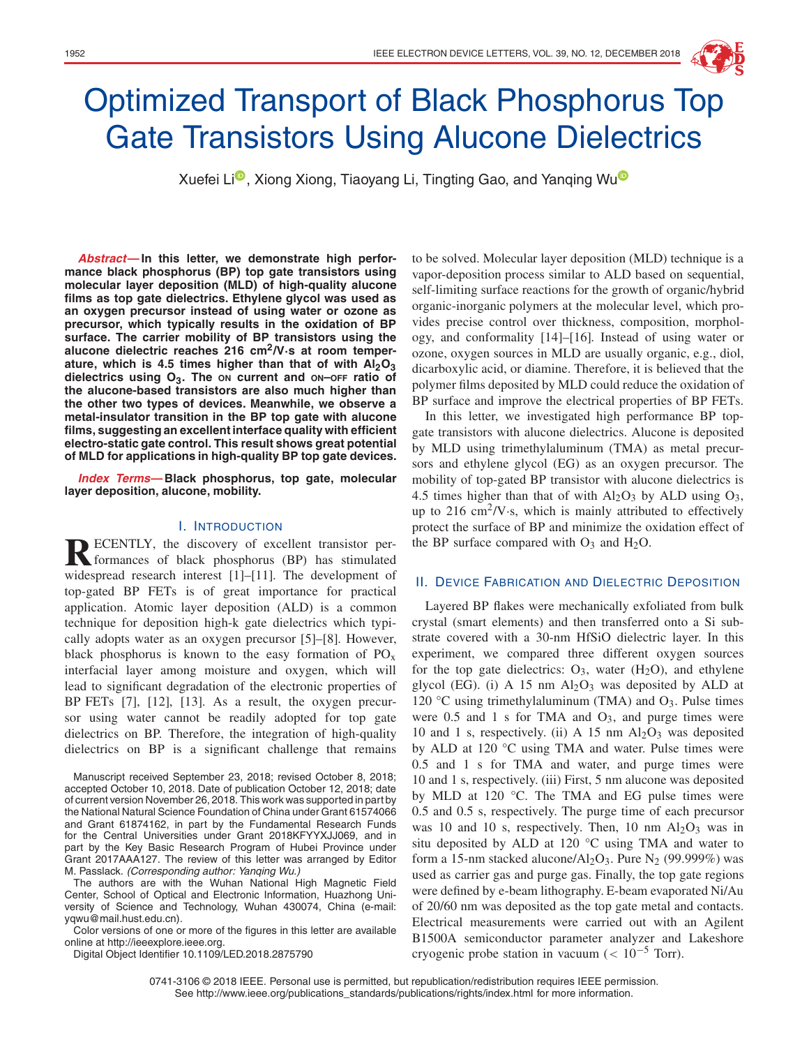# Optimized Transport of Black Phosphorus Top Gate Transistors Using Alucone Dielectrics

Xuefei Li, Xiong Xiong, Tiaoyang Li, Tingting Gao, and Yanqing Wu

***Abstract*— In this letter, we demonstrate high performance black phosphorus (BP) top gate transistors using molecular layer deposition (MLD) of high-quality alucone films as top gate dielectrics. Ethylene glycol was used as an oxygen precursor instead of using water or ozone as precursor, which typically results in the oxidation of BP surface. The carrier mobility of BP transistors using the alucone dielectric reaches 216 $cm^2/V{\cdot}s$ at room temperature, which is 4.5 times higher than that of with $Al_2O_3$ dielectrics using $O_3$. The ON current and ON–OFF ratio of the alucone-based transistors are also much higher than the other two types of devices. Meanwhile, we observe a metal-insulator transition in the BP top gate with alucone films, suggesting an excellent interface quality with efficient electro-static gate control. This result shows great potential of MLD for applications in high-quality BP top gate devices.**

***Index Terms*— Black phosphorus, top gate, molecular layer deposition, alucone, mobility.**

## I. Introduction

RECENTLY, the discovery of excellent transistor performances of black phosphorus (BP) has stimulated widespread research interest [1]–[11]. The development of top-gated BP FETs is of great importance for practical application. Atomic layer deposition (ALD) is a common technique for deposition high-k gate dielectrics which typically adopts water as an oxygen precursor [5]–[8]. However, black phosphorus is known to the easy formation of $PO_x$ interfacial layer among moisture and oxygen, which will lead to significant degradation of the electronic properties of BP FETs [7], [12], [13]. As a result, the oxygen precursor using water cannot be readily adopted for top gate dielectrics on BP. Therefore, the integration of high-quality dielectrics on BP is a significant challenge that remains to be solved. Molecular layer deposition (MLD) technique is a vapor-deposition process similar to ALD based on sequential, self-limiting surface reactions for the growth of organic/hybrid organic-inorganic polymers at the molecular level, which provides precise control over thickness, composition, morphology, and conformality [14]–[16]. Instead of using water or ozone, oxygen sources in MLD are usually organic, e.g., diol, dicarboxylic acid, or diamine. Therefore, it is believed that the polymer films deposited by MLD could reduce the oxidation of BP surface and improve the electrical properties of BP FETs.

In this letter, we investigated high performance BP top-gate transistors with alucone dielectrics. Alucone is deposited by MLD using trimethylaluminum (TMA) as metal precursors and ethylene glycol (EG) as an oxygen precursor. The mobility of top-gated BP transistor with alucone dielectrics is 4.5 times higher than that of with $Al_2O_3$ by ALD using $O_3$, up to 216 $cm^2/V{\cdot}s$, which is mainly attributed to effectively protect the surface of BP and minimize the oxidation effect of the BP surface compared with $O_3$ and $H_2O$.

## II. Device Fabrication and Dielectric Deposition

Layered BP flakes were mechanically exfoliated from bulk crystal (smart elements) and then transferred onto a Si substrate covered with a 30-nm HfSiO dielectric layer. In this experiment, we compared three different oxygen sources for the top gate dielectrics: $O_3$, water ($H_2O$), and ethylene glycol (EG). (i) A 15 nm $Al_2O_3$ was deposited by ALD at 120 °C using trimethylaluminum (TMA) and $O_3$. Pulse times were 0.5 and 1 s for TMA and $O_3$, and purge times were 10 and 1 s, respectively. (ii) A 15 nm $Al_2O_3$ was deposited by ALD at 120 °C using TMA and water. Pulse times were 0.5 and 1 s for TMA and water, and purge times were 10 and 1 s, respectively. (iii) First, 5 nm alucone was deposited by MLD at 120 °C. The TMA and EG pulse times were 0.5 and 0.5 s, respectively. The purge time of each precursor was 10 and 10 s, respectively. Then, 10 nm $Al_2O_3$ was in situ deposited by ALD at 120 °C using TMA and water to form a 15-nm stacked alucone/$Al_2O_3$. Pure $N_2$ (99.999%) was used as carrier gas and purge gas. Finally, the top gate regions were defined by e-beam lithography. E-beam evaporated Ni/Au of 20/60 nm was deposited as the top gate metal and contacts. Electrical measurements were carried out with an Agilent B1500A semiconductor parameter analyzer and Lakeshore cryogenic probe station in vacuum ($< 10^{-5}$ Torr).

Manuscript received September 23, 2018; revised October 8, 2018; accepted October 10, 2018. Date of publication October 12, 2018; date of current version November 26, 2018. This work was supported in part by the National Natural Science Foundation of China under Grant 61574066 and Grant 61874162, in part by the Fundamental Research Funds for the Central Universities under Grant 2018KFYYXJJ069, and in part by the Key Basic Research Program of Hubei Province under Grant 2017AAA127. The review of this letter was arranged by Editor M. Passlack. *(Corresponding author: Yanqing Wu.)*

The authors are with the Wuhan National High Magnetic Field Center, School of Optical and Electronic Information, Huazhong University of Science and Technology, Wuhan 430074, China (e-mail: yqwu@mail.hust.edu.cn).

Color versions of one or more of the figures in this letter are available online at http://ieeexplore.ieee.org.

Digital Object Identifier 10.1109/LED.2018.2875790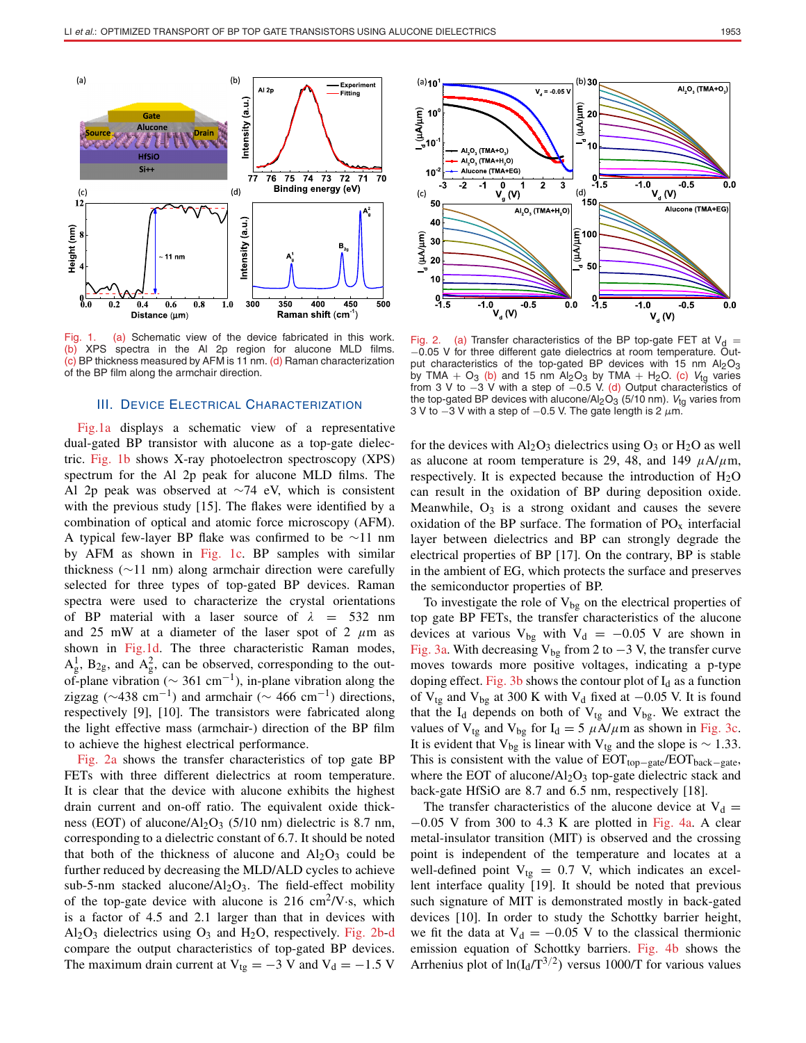Fig. 1. (a) Schematic view of the device fabricated in this work. (b) XPS spectra in the Al 2p region for alucone MLD films. (c) BP thickness measured by AFM is 11 nm. (d) Raman characterization of the BP film along the armchair direction.

Fig. 2. (a) Transfer characteristics of the BP top-gate FET at $V_d = -0.05$ V for three different gate dielectrics at room temperature. Output characteristics of the top-gated BP devices with 15 nm $Al_2O_3$ by TMA + $O_3$ (b) and 15 nm $Al_2O_3$ by TMA + $H_2O$. (c) $V_{tg}$ varies from 3 V to −3 V with a step of −0.5 V. (d) Output characteristics of the top-gated BP devices with alucone/$Al_2O_3$ (5/10 nm). $V_{tg}$ varies from 3 V to −3 V with a step of −0.5 V. The gate length is 2 $\mu$m.

## III. Device Electrical Characterization

Fig.1a displays a schematic view of a representative dual-gated BP transistor with alucone as a top-gate dielectric. Fig. 1b shows X-ray photoelectron spectroscopy (XPS) spectrum for the Al 2p peak for alucone MLD films. The Al 2p peak was observed at ~74 eV, which is consistent with the previous study [15]. The flakes were identified by a combination of optical and atomic force microscopy (AFM). A typical few-layer BP flake was confirmed to be ~11 nm by AFM as shown in Fig. 1c. BP samples with similar thickness (~11 nm) along armchair direction were carefully selected for three types of top-gated BP devices. Raman spectra were used to characterize the crystal orientations of BP material with a laser source of $\lambda = 532$ nm and 25 mW at a diameter of the laser spot of 2 $\mu$m as shown in Fig.1d. The three characteristic Raman modes, $A_g^1$, $B_{2g}$, and $A_g^2$, can be observed, corresponding to the out-of-plane vibration (~ 361 cm$^{-1}$), in-plane vibration along the zigzag (~438 cm$^{-1}$) and armchair (~ 466 cm$^{-1}$) directions, respectively [9], [10]. The transistors were fabricated along the light effective mass (armchair-) direction of the BP film to achieve the highest electrical performance.

Fig. 2a shows the transfer characteristics of top gate BP FETs with three different dielectrics at room temperature. It is clear that the device with alucone exhibits the highest drain current and on-off ratio. The equivalent oxide thickness (EOT) of alucone/$Al_2O_3$ (5/10 nm) dielectric is 8.7 nm, corresponding to a dielectric constant of 6.7. It should be noted that both of the thickness of alucone and $Al_2O_3$ could be further reduced by decreasing the MLD/ALD cycles to achieve sub-5-nm stacked alucone/$Al_2O_3$. The field-effect mobility of the top-gate device with alucone is 216 cm$^2$/V·s, which is a factor of 4.5 and 2.1 larger than that in devices with $Al_2O_3$ dielectrics using $O_3$ and $H_2O$, respectively. Fig. 2b-d compare the output characteristics of top-gated BP devices. The maximum drain current at $V_{tg} = -3$ V and $V_d = -1.5$ V for the devices with $Al_2O_3$ dielectrics using $O_3$ or $H_2O$ as well as alucone at room temperature is 29, 48, and 149 $\mu$A/$\mu$m, respectively. It is expected because the introduction of $H_2O$ can result in the oxidation of BP during deposition oxide. Meanwhile, $O_3$ is a strong oxidant and causes the severe oxidation of the BP surface. The formation of $PO_x$ interfacial layer between dielectrics and BP can strongly degrade the electrical properties of BP [17]. On the contrary, BP is stable in the ambient of EG, which protects the surface and preserves the semiconductor properties of BP.

To investigate the role of $V_{bg}$ on the electrical properties of top gate BP FETs, the transfer characteristics of the alucone devices at various $V_{bg}$ with $V_d = -0.05$ V are shown in Fig. 3a. With decreasing $V_{bg}$ from 2 to −3 V, the transfer curve moves towards more positive voltages, indicating a p-type doping effect. Fig. 3b shows the contour plot of $I_d$ as a function of $V_{tg}$ and $V_{bg}$ at 300 K with $V_d$ fixed at −0.05 V. It is found that the $I_d$ depends on both of $V_{tg}$ and $V_{bg}$. We extract the values of $V_{tg}$ and $V_{bg}$ for $I_d = 5$ $\mu$A/$\mu$m as shown in Fig. 3c. It is evident that $V_{bg}$ is linear with $V_{tg}$ and the slope is ~ 1.33. This is consistent with the value of $EOT_{top-gate}/EOT_{back-gate}$, where the EOT of alucone/$Al_2O_3$ top-gate dielectric stack and back-gate HfSiO are 8.7 and 6.5 nm, respectively [18].

The transfer characteristics of the alucone device at $V_d = -0.05$ V from 300 to 4.3 K are plotted in Fig. 4a. A clear metal-insulator transition (MIT) is observed and the crossing point is independent of the temperature and locates at a well-defined point $V_{tg} = 0.7$ V, which indicates an excellent interface quality [19]. It should be noted that previous such signature of MIT is demonstrated mostly in back-gated devices [10]. In order to study the Schottky barrier height, we fit the data at $V_d = -0.05$ V to the classical thermionic emission equation of Schottky barriers. Fig. 4b shows the Arrhenius plot of $\ln(I_d/T^{3/2})$ versus 1000/T for various values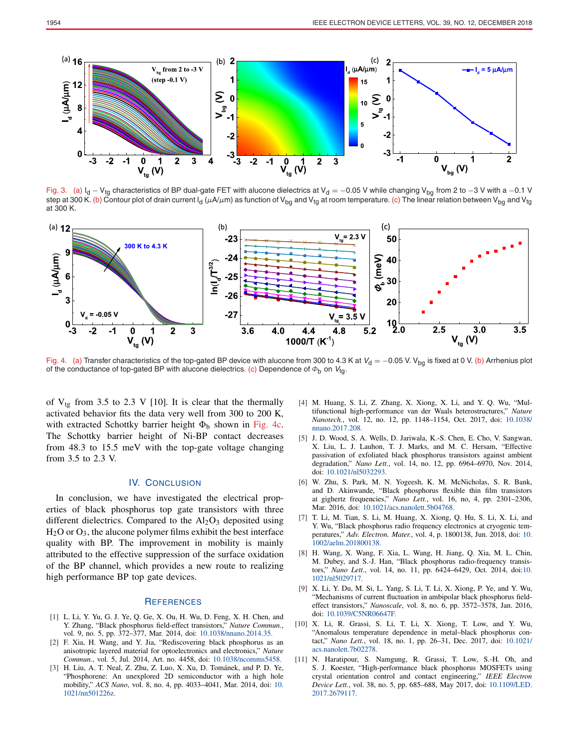Fig. 3. (a) $I_d - V_{tg}$ characteristics of BP dual-gate FET with alucone dielectrics at $V_d = -0.05$ V while changing $V_{bg}$ from 2 to −3 V with a −0.1 V step at 300 K. (b) Contour plot of drain current $I_d$ ($\mu$A/$\mu$m) as function of $V_{bg}$ and $V_{tg}$ at room temperature. (c) The linear relation between $V_{bg}$ and $V_{tg}$ at 300 K.

Fig. 4. (a) Transfer characteristics of the top-gated BP device with alucone from 300 to 4.3 K at $V_d = -0.05$ V. $V_{bg}$ is fixed at 0 V. (b) Arrhenius plot of the conductance of top-gated BP with alucone dielectrics. (c) Dependence of $\Phi_b$ on $V_{tg}$.

of $V_{tg}$ from 3.5 to 2.3 V [10]. It is clear that the thermally activated behavior fits the data very well from 300 to 200 K, with extracted Schottky barrier height $\Phi_b$ shown in Fig. 4c. The Schottky barrier height of Ni-BP contact decreases from 48.3 to 15.5 meV with the top-gate voltage changing from 3.5 to 2.3 V.

## IV. Conclusion

In conclusion, we have investigated the electrical properties of black phosphorus top gate transistors with three different dielectrics. Compared to the $Al_2O_3$ deposited using $H_2O$ or $O_3$, the alucone polymer film exhibit the best interface quality with BP. The improvement in mobility is mainly attributed to the effective suppression of the surface oxidation of the BP channel, which provides a new route to realizing high performance BP top gate devices.

## References

[1] L. Li, Y. Yu, G. J. Ye, Q. Ge, X. Ou, H. Wu, D. Feng, X. H. Chen, and Y. Zhang, "Black phosphorus field-effect transistors," *Nature Commun.*, vol. 9, no. 5, pp. 372–377, Mar. 2014, doi: 10.1038/nnano.2014.35.

[2] F. Xia, H. Wang, and Y. Jia, "Rediscovering black phosphorus as an anisotropic layered material for optoelectronics and electronics," *Nature Commun.*, vol. 5, Jul. 2014, Art. no. 4458, doi: 10.1038/ncomms5458.

[3] H. Liu, A. T. Neal, Z. Zhu, Z. Luo, X. Xu, D. Tománek, and P. D. Ye, "Phosphorene: An unexplored 2D semiconductor with a high hole mobility," *ACS Nano*, vol. 8, no. 4, pp. 4033–4041, Mar. 2014, doi: 10.1021/nn501226z.

[4] M. Huang, S. Li, Z. Zhang, X. Xiong, X. Li, and Y. Q. Wu, "Multifunctional high-performance van der Waals heterostructures," *Nature Nanotech.*, vol. 12, no. 12, pp. 1148–1154, Oct. 2017, doi: 10.1038/nnano.2017.208.

[5] J. D. Wood, S. A. Wells, D. Jariwala, K.-S. Chen, E. Cho, V. Sangwan, X. Liu, L. J. Lauhon, T. J. Marks, and M. C. Hersam, "Effective passivation of exfoliated black phosphorus transistors against ambient degradation," *Nano Lett.*, vol. 14, no. 12, pp. 6964–6970, Nov. 2014, doi: 10.1021/nl5032293.

[6] W. Zhu, S. Park, M. N. Yogeesh, K. M. McNicholas, S. R. Bank, and D. Akinwande, "Black phosphorus flexible thin film transistors at gighertz frequencies," *Nano Lett.*, vol. 16, no, 4, pp. 2301–2306, Mar. 2016, doi: 10.1021/acs.nanolett.5b04768.

[7] T. Li, M. Tian, S. Li, M. Huang, X. Xiong, Q. Hu, S. Li, X. Li, and Y. Wu, "Black phosphorus radio frequency electronics at cryogenic temperatures," *Adv. Electron. Mater.*, vol. 4, p. 1800138, Jun. 2018, doi: 10.1002/aelm.201800138.

[8] H. Wang, X. Wang, F. Xia, L. Wang, H. Jiang, Q. Xia, M. L. Chin, M. Dubey, and S.-J. Han, "Black phosphorus radio-frequency transistors," *Nano Lett.*, vol. 14, no. 11, pp. 6424–6429, Oct. 2014, doi:10.1021/nl5029717.

[9] X. Li, Y. Du, M. Si, L. Yang, S. Li, T. Li, X. Xiong, P. Ye, and Y. Wu, "Mechanisms of current fluctuation in ambipolar black phosphorus field-effect transistors," *Nanoscale*, vol. 8, no. 6, pp. 3572–3578, Jan. 2016, doi: 10.1039/C5NR06647F.

[10] X. Li, R. Grassi, S. Li, T. Li, X. Xiong, T. Low, and Y. Wu, "Anomalous temperature dependence in metal–black phosphorus contact," *Nano Lett.*, vol. 18, no. 1, pp. 26–31, Dec. 2017, doi: 10.1021/acs.nanolett.7b02278.

[11] N. Haratipour, S. Namgung, R. Grassi, T. Low, S.-H. Oh, and S. J. Koester, "High-performance black phosphorus MOSFETs using crystal orientation control and contact engineering," *IEEE Electron Device Lett.*, vol. 38, no. 5, pp. 685–688, May 2017, doi: 10.1109/LED.2017.2679117.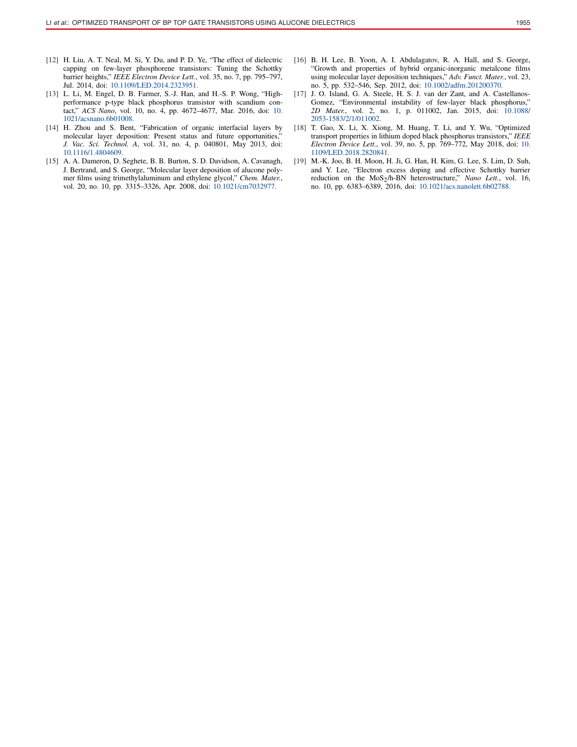[12] H. Liu, A. T. Neal, M. Si, Y. Du, and P. D. Ye, "The effect of dielectric capping on few-layer phosphorene transistors: Tuning the Schottky barrier heights," *IEEE Electron Device Lett.*, vol. 35, no. 7, pp. 795–797, Jul. 2014, doi: 10.1109/LED.2014.2323951.

[13] L. Li, M. Engel, D. B. Farmer, S.-J. Han, and H.-S. P. Wong, "High-performance p-type black phosphorus transistor with scandium contact," *ACS Nano*, vol. 10, no. 4, pp. 4672–4677, Mar. 2016, doi: 10.1021/acsnano.6b01008.

[14] H. Zhou and S. Bent, "Fabrication of organic interfacial layers by molecular layer deposition: Present status and future opportunities," *J. Vac. Sci. Technol. A*, vol. 31, no. 4, p. 040801, May 2013, doi: 10.1116/1.4804609.

[15] A. A. Dameron, D. Seghete, B. B. Burton, S. D. Davidson, A. Cavanagh, J. Bertrand, and S. George, "Molecular layer deposition of alucone polymer films using trimethylaluminum and ethylene glycol," *Chem. Mater.*, vol. 20, no. 10, pp. 3315–3326, Apr. 2008, doi: 10.1021/cm7032977.

[16] B. H. Lee, B. Yoon, A. I. Abdulagatov, R. A. Hall, and S. George, "Growth and properties of hybrid organic-inorganic metalcone films using molecular layer deposition techniques," *Adv. Funct. Mater.*, vol. 23, no. 5, pp. 532–546, Sep. 2012, doi: 10.1002/adfm.201200370.

[17] J. O. Island, G. A. Steele, H. S. J. van der Zant, and A. Castellanos-Gomez, "Environmental instability of few-layer black phosphorus," *2D Mater.*, vol. 2, no. 1, p. 011002, Jan. 2015, doi: 10.1088/2053-1583/2/1/011002.

[18] T. Gao, X. Li, X. Xiong, M. Huang, T. Li, and Y. Wu, "Optimized transport properties in lithium doped black phosphorus transistors," *IEEE Electron Device Lett.*, vol. 39, no. 5, pp. 769–772, May 2018, doi: 10.1109/LED.2018.2820841.

[19] M.-K. Joo, B. H. Moon, H. Ji, G. Han, H. Kim, G. Lee, S. Lim, D. Suh, and Y. Lee, "Electron excess doping and effective Schottky barrier reduction on the $MoS_2$/h-BN heterostructure," *Nano Lett.*, vol. 16, no. 10, pp. 6383–6389, 2016, doi: 10.1021/acs.nanolett.6b02788.